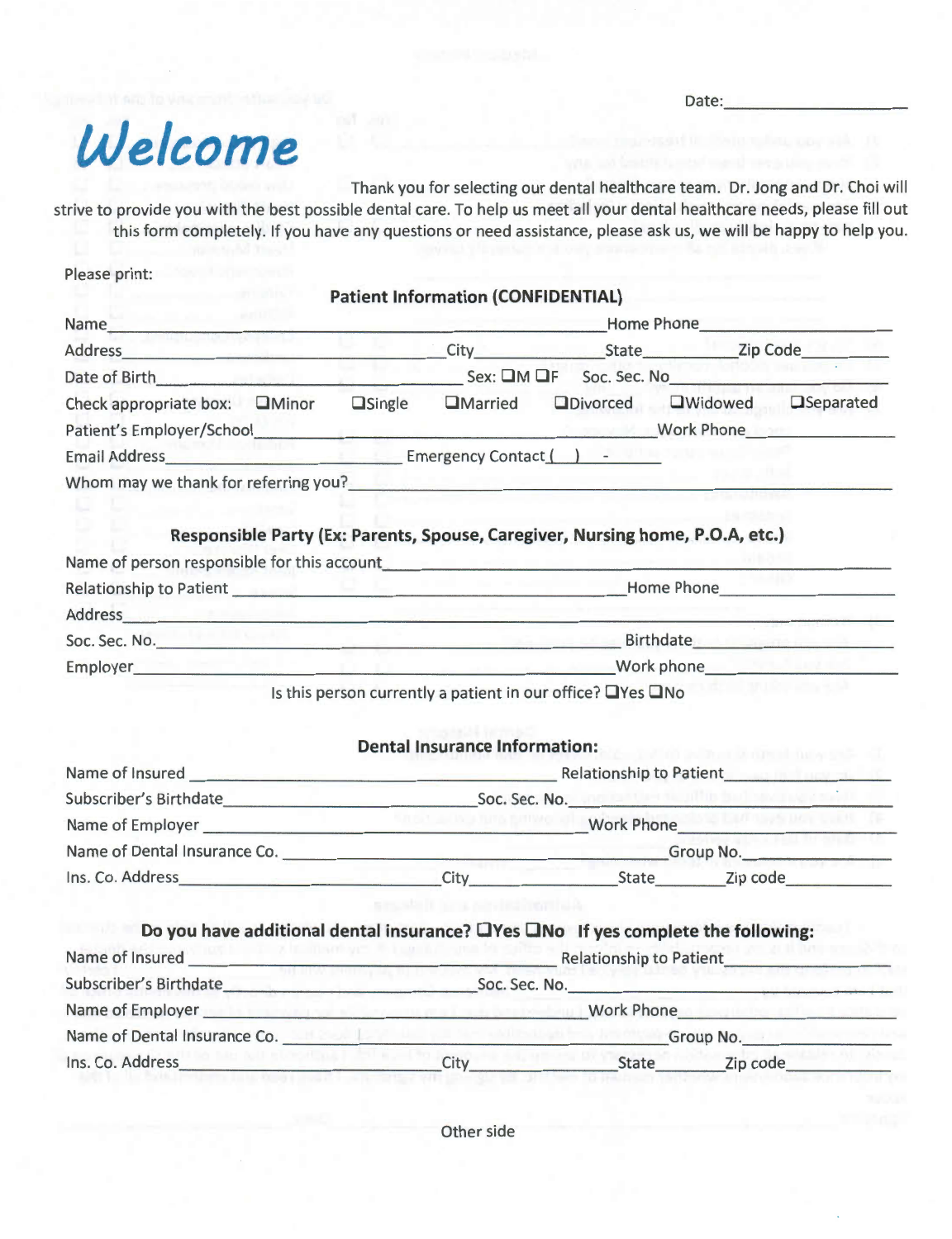Date:\_\_\_\_\_\_\_\_\_\_\_\_\_\_\_\_\_\_

# Welcome

Thank you for selecting our dental healthcare team. Dr. Jong and Dr. Choi will strive to provide you with the best possible dental care. To help us meet all your dental healthcare needs, please fill out this form completely. If you have any questions or need assistance, please ask us, we will be happy to help you.

Please print:

## Patient Information (CONFIDENTIAL)

Name\_\_\_\_\_\_\_\_\_\_\_\_\_\_\_\_\_\_\_\_\_\_\_\_\_\_\_\_\_\_\_\_\_\_\_\_\_\_\_\_ Home Phone\_\_\_\_\_\_\_\_\_\_\_\_\_\_\_\_\_\_

Address\_\_\_\_\_\_\_\_\_\_\_\_\_\_\_\_\_\_\_\_\_\_\_\_\_\_\_\_ City\_\_\_\_\_\_\_\_\_\_\_\_\_\_\_\_\_ State\_\_\_\_\_\_\_\_\_\_ Zip Code\_\_\_\_\_\_\_

Date of Birth\_\_\_\_\_\_\_\_\_\_\_\_\_\_\_\_\_\_\_\_\_\_\_\_\_\_\_\_\_ Sex: ❑M ❑F Soc. Sec. No\_\_\_\_\_\_\_\_\_\_\_\_\_\_\_\_\_\_

Check appropriate box: ❑Minor ❑Single ❑Married ❑Divorced ❑Widowed ❑Separated

Patient's Employer/School\_\_\_\_\_\_\_\_\_\_\_\_\_\_\_\_\_\_\_\_\_\_\_\_\_\_\_\_\_\_\_\_\_\_\_\_\_ Work Phone\_\_\_\_\_\_\_\_\_\_\_\_\_\_\_\_\_\_

Email Address\_\_\_\_\_\_\_\_\_\_\_\_\_\_\_\_\_\_\_\_\_\_\_ Emergency Contact(\_\_\_)\_\_\_\_-\_\_\_\_\_\_\_\_

Whom may we thank for referring you?\_\_\_\_\_\_\_\_\_\_\_\_\_\_\_\_\_\_\_\_\_\_\_\_\_\_\_\_\_\_\_\_\_\_\_\_\_\_\_\_\_\_\_\_\_\_\_\_\_\_

## Responsible Party (Ex: Parents, Spouse, Caregiver, Nursing home, P.O.A, etc.)

Name of person responsible for this account\_\_\_\_\_\_\_\_\_\_\_\_\_\_\_\_\_\_\_\_\_\_\_\_\_\_\_\_\_\_\_\_\_\_\_\_\_\_\_\_\_\_\_\_\_\_\_\_

Relationship to Patient \_\_\_\_\_\_\_\_\_\_\_\_\_\_\_\_\_\_\_\_\_\_\_\_\_\_\_\_\_\_\_\_\_\_\_\_\_\_\_ Home Phone\_\_\_\_\_\_\_\_\_\_\_\_\_\_\_\_\_\_

Address\_\_\_\_\_\_\_\_\_\_\_\_\_\_\_\_\_\_\_\_\_\_\_\_\_\_\_\_\_\_\_\_\_\_\_\_\_\_\_\_\_\_\_\_\_\_\_\_\_\_\_\_\_\_\_\_\_\_\_\_\_\_\_\_\_\_\_\_\_\_\_\_\_\_\_\_\_\_\_\_

Soc. Sec. No.\_\_\_\_\_\_\_\_\_\_\_\_\_\_\_\_\_\_\_\_\_\_\_\_\_\_\_\_\_\_\_\_\_\_\_\_\_\_\_\_\_\_\_\_\_\_\_\_\_\_\_\_\_ Birthdate\_\_\_\_\_\_\_\_\_\_\_\_\_\_\_\_\_\_\_\_\_

Employer\_\_\_\_\_\_\_\_\_\_\_\_\_\_\_\_\_\_\_\_\_\_\_\_\_\_\_\_\_\_\_\_\_\_\_\_\_\_\_\_\_\_\_\_\_\_\_\_\_\_\_\_\_ Work phone\_\_\_\_\_\_\_\_\_\_\_\_\_\_\_\_\_\_\_\_

Is this person currently a patient in our office? ❑Yes ❑No

## Dental Insurance Information:

Name of Insured \_\_\_\_\_\_\_\_\_\_\_\_\_\_\_\_\_\_\_\_\_\_\_\_\_\_\_\_\_\_\_\_\_\_\_\_\_\_\_\_ Relationship to Patient\_\_\_\_\_\_\_\_\_\_\_\_\_\_\_\_

Subscriber's Birthdate\_\_\_\_\_\_\_\_\_\_\_\_\_\_\_\_\_\_\_\_\_\_\_\_\_\_\_\_\_\_\_\_\_ Soc. Sec. No.\_\_\_\_\_\_\_\_\_\_\_\_\_\_\_\_\_\_\_\_\_\_\_\_\_\_\_\_\_\_

Name of Employer \_\_\_\_\_\_\_\_\_\_\_\_\_\_\_\_\_\_\_\_\_\_\_\_\_\_\_\_\_\_\_\_\_\_\_\_\_\_\_\_\_\_\_\_\_\_\_ Work Phone\_\_\_\_\_\_\_\_\_\_\_\_\_\_\_\_\_\_\_\_\_\_\_\_

Name of Dental Insurance Co. \_\_\_\_\_\_\_\_\_\_\_\_\_\_\_\_\_\_\_\_\_\_\_\_\_\_\_\_\_\_\_\_\_\_\_\_\_\_\_\_\_\_\_\_\_ Group No.\_\_\_\_\_\_\_\_\_\_\_\_\_\_\_\_\_\_\_

Ins. Co. Address\_\_\_\_\_\_\_\_\_\_\_\_\_\_\_\_\_\_\_\_\_\_\_\_\_\_\_\_\_ City\_\_\_\_\_\_\_\_\_\_\_\_\_\_\_\_\_\_\_\_\_ State\_\_\_\_\_\_\_\_\_ Zip code\_\_\_\_\_\_\_\_\_\_\_\_

## Do you have additional dental insurance? ❑Yes ❑No If yes complete the following:

Name of Insured \_\_\_\_\_\_\_\_\_\_\_\_\_\_\_\_\_\_\_\_\_\_\_\_\_\_\_\_\_\_\_\_\_\_\_\_\_\_\_\_ Relationship to Patient\_\_\_\_\_\_\_\_\_\_\_\_\_\_\_\_

Subscriber's Birthdate\_\_\_\_\_\_\_\_\_\_\_\_\_\_\_\_\_\_\_\_\_\_\_\_\_\_\_\_\_\_\_\_\_ Soc. Sec. No.\_\_\_\_\_\_\_\_\_\_\_\_\_\_\_\_\_\_\_\_\_\_\_\_\_\_\_\_\_\_

Name of Employer \_\_\_\_\_\_\_\_\_\_\_\_\_\_\_\_\_\_\_\_\_\_\_\_\_\_\_\_\_\_\_\_\_\_\_\_\_\_\_\_\_\_\_\_\_\_\_ Work Phone\_\_\_\_\_\_\_\_\_\_\_\_\_\_\_\_\_\_\_\_\_\_\_\_

Name of Dental Insurance Co. \_\_\_\_\_\_\_\_\_\_\_\_\_\_\_\_\_\_\_\_\_\_\_\_\_\_\_\_\_\_\_\_\_\_\_\_\_\_\_\_\_\_\_\_\_ Group No.\_\_\_\_\_\_\_\_\_\_\_\_\_\_\_\_\_\_\_

Ins. Co. Address\_\_\_\_\_\_\_\_\_\_\_\_\_\_\_\_\_\_\_\_\_\_\_\_\_\_\_\_\_ City\_\_\_\_\_\_\_\_\_\_\_\_\_\_\_\_\_\_\_\_\_ State\_\_\_\_\_\_\_\_\_ Zip code\_\_\_\_\_\_\_\_\_\_\_\_

Other side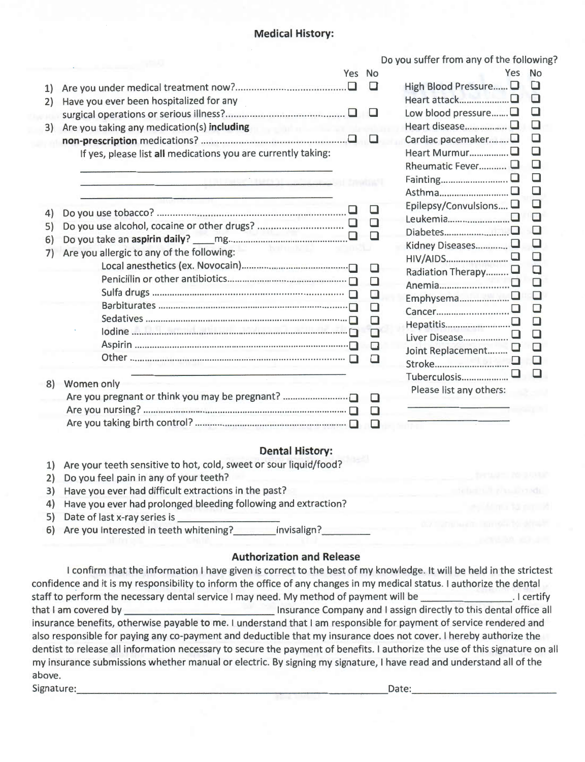## Medical History:

| | Yes | No |
|---|---|---|
| 1) Are you under medical treatment now? | ☐ | ☐ |
| 2) Have you ever been hospitalized for any surgical operations or serious illness? | ☐ | ☐ |
| 3) Are you taking any medication(s) **including non-prescription** medications? | ☐ | ☐ |

If yes, please list **all** medications you are currently taking:

______________________________________

______________________________________

______________________________________

| | Yes | No |
|---|---|---|
| 4) Do you use tobacco? | ☐ | ☐ |
| 5) Do you use alcohol, cocaine or other drugs? | ☐ | ☐ |
| 6) Do you take an **aspirin daily**? ____mg | ☐ | ☐ |
| 7) Are you allergic to any of the following: | | |
| Local anesthetics (ex. Novocain) | ☐ | ☐ |
| Penicillin or other antibiotics | ☐ | ☐ |
| Sulfa drugs | ☐ | ☐ |
| Barbiturates | ☐ | ☐ |
| Sedatives | ☐ | ☐ |
| Iodine | ☐ | ☐ |
| Aspirin | ☐ | ☐ |
| Other | ☐ | ☐ |

______________________________________

| 8) Women only | Yes | No |
|---|---|---|
| Are you pregnant or think you may be pregnant? | ☐ | ☐ |
| Are you nursing? | ☐ | ☐ |
| Are you taking birth control? | ☐ | ☐ |

Do you suffer from any of the following?

| | Yes | No |
|---|---|---|
| High Blood Pressure | ☐ | ☐ |
| Heart attack | ☐ | ☐ |
| Low blood pressure | ☐ | ☐ |
| Heart disease | ☐ | ☐ |
| Cardiac pacemaker | ☐ | ☐ |
| Heart Murmur | ☐ | ☐ |
| Rheumatic Fever | ☐ | ☐ |
| Fainting | ☐ | ☐ |
| Asthma | ☐ | ☐ |
| Epilepsy/Convulsions | ☐ | ☐ |
| Leukemia | ☐ | ☐ |
| Diabetes | ☐ | ☐ |
| Kidney Diseases | ☐ | ☐ |
| HIV/AIDS | ☐ | ☐ |
| Radiation Therapy | ☐ | ☐ |
| Anemia | ☐ | ☐ |
| Emphysema | ☐ | ☐ |
| Cancer | ☐ | ☐ |
| Hepatitis | ☐ | ☐ |
| Liver Disease | ☐ | ☐ |
| Joint Replacement | ☐ | ☐ |
| Stroke | ☐ | ☐ |
| Tuberculosis | ☐ | ☐ |

Please list any others:

____________________

____________________

## Dental History:

1) Are your teeth sensitive to hot, cold, sweet or sour liquid/food?
2) Do you feel pain in any of your teeth?
3) Have you ever had difficult extractions in the past?
4) Have you ever had prolonged bleeding following and extraction?
5) Date of last x-ray series is ____________________
6) Are you interested in teeth whitening?________Invisalign?_________

## Authorization and Release

I confirm that the information I have given is correct to the best of my knowledge. It will be held in the strictest confidence and it is my responsibility to inform the office of any changes in my medical status. I authorize the dental staff to perform the necessary dental service I may need. My method of payment will be ________________. I certify that I am covered by ________________________ Insurance Company and I assign directly to this dental office all insurance benefits, otherwise payable to me. I understand that I am responsible for payment of service rendered and also responsible for paying any co-payment and deductible that my insurance does not cover. I hereby authorize the dentist to release all information necessary to secure the payment of benefits. I authorize the use of this signature on all my insurance submissions whether manual or electric. By signing my signature, I have read and understand all of the above.

Signature:______________________________________________ Date:__________________________